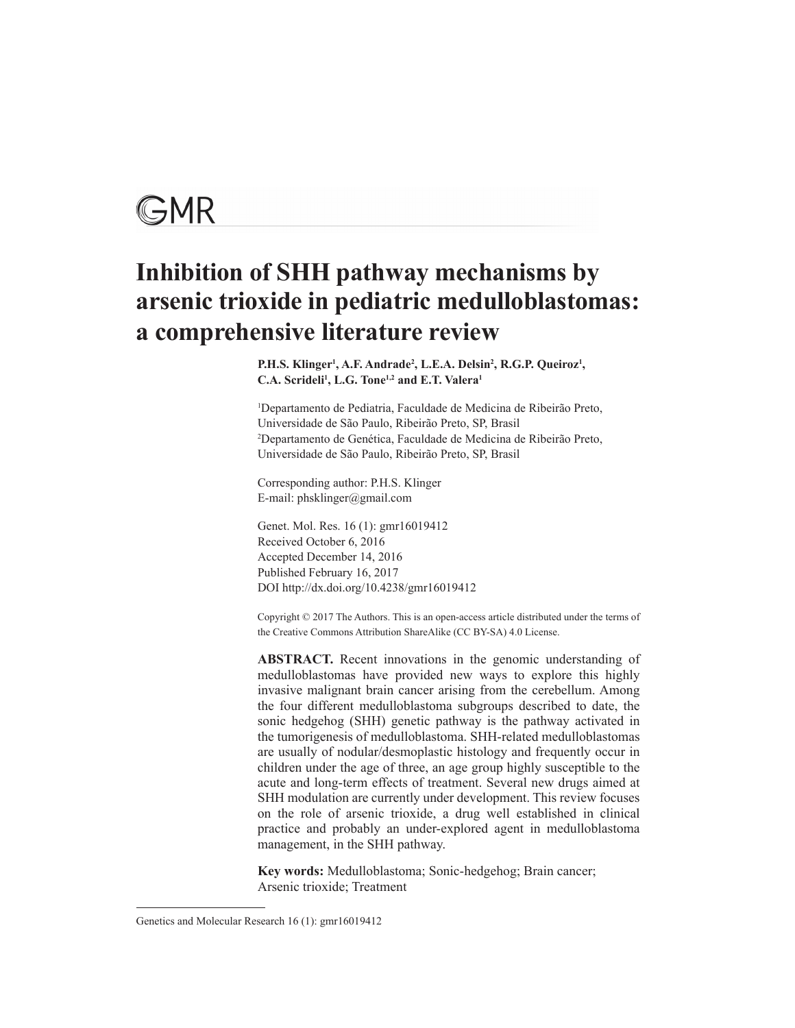GMR

# Inhibition of SHH pathway mechanisms by arsenic trioxide in pediatric medulloblastomas: a comprehensive literature review

**P.H.S. Klinger[1], A.F. Andrade[2], L.E.A. Delsin[2], R.G.P. Queiroz[1], C.A. Scrideli[1], L.G. Tone[1,2] and E.T. Valera[1]**

[1]Departamento de Pediatria, Faculdade de Medicina de Ribeirão Preto, Universidade de São Paulo, Ribeirão Preto, SP, Brasil
[2]Departamento de Genética, Faculdade de Medicina de Ribeirão Preto, Universidade de São Paulo, Ribeirão Preto, SP, Brasil

Corresponding author: P.H.S. Klinger
E-mail: phsklinger@gmail.com

Genet. Mol. Res. 16 (1): gmr16019412
Received October 6, 2016
Accepted December 14, 2016
Published February 16, 2017
DOI http://dx.doi.org/10.4238/gmr16019412

Copyright © 2017 The Authors. This is an open-access article distributed under the terms of the Creative Commons Attribution ShareAlike (CC BY-SA) 4.0 License.

**ABSTRACT.** Recent innovations in the genomic understanding of medulloblastomas have provided new ways to explore this highly invasive malignant brain cancer arising from the cerebellum. Among the four different medulloblastoma subgroups described to date, the sonic hedgehog (SHH) genetic pathway is the pathway activated in the tumorigenesis of medulloblastoma. SHH-related medulloblastomas are usually of nodular/desmoplastic histology and frequently occur in children under the age of three, an age group highly susceptible to the acute and long-term effects of treatment. Several new drugs aimed at SHH modulation are currently under development. This review focuses on the role of arsenic trioxide, a drug well established in clinical practice and probably an under-explored agent in medulloblastoma management, in the SHH pathway.

**Key words:** Medulloblastoma; Sonic-hedgehog; Brain cancer; Arsenic trioxide; Treatment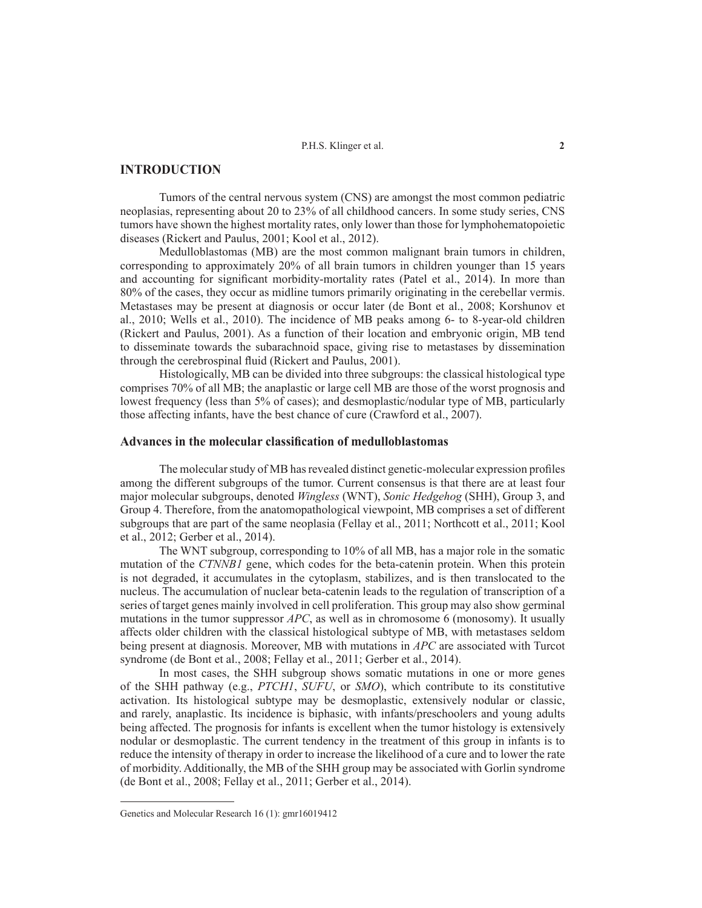## INTRODUCTION

Tumors of the central nervous system (CNS) are amongst the most common pediatric neoplasias, representing about 20 to 23% of all childhood cancers. In some study series, CNS tumors have shown the highest mortality rates, only lower than those for lymphohematopoietic diseases (Rickert and Paulus, 2001; Kool et al., 2012).

Medulloblastomas (MB) are the most common malignant brain tumors in children, corresponding to approximately 20% of all brain tumors in children younger than 15 years and accounting for significant morbidity-mortality rates (Patel et al., 2014). In more than 80% of the cases, they occur as midline tumors primarily originating in the cerebellar vermis. Metastases may be present at diagnosis or occur later (de Bont et al., 2008; Korshunov et al., 2010; Wells et al., 2010). The incidence of MB peaks among 6- to 8-year-old children (Rickert and Paulus, 2001). As a function of their location and embryonic origin, MB tend to disseminate towards the subarachnoid space, giving rise to metastases by dissemination through the cerebrospinal fluid (Rickert and Paulus, 2001).

Histologically, MB can be divided into three subgroups: the classical histological type comprises 70% of all MB; the anaplastic or large cell MB are those of the worst prognosis and lowest frequency (less than 5% of cases); and desmoplastic/nodular type of MB, particularly those affecting infants, have the best chance of cure (Crawford et al., 2007).

### Advances in the molecular classification of medulloblastomas

The molecular study of MB has revealed distinct genetic-molecular expression profiles among the different subgroups of the tumor. Current consensus is that there are at least four major molecular subgroups, denoted *Wingless* (WNT), *Sonic Hedgehog* (SHH), Group 3, and Group 4. Therefore, from the anatomopathological viewpoint, MB comprises a set of different subgroups that are part of the same neoplasia (Fellay et al., 2011; Northcott et al., 2011; Kool et al., 2012; Gerber et al., 2014).

The WNT subgroup, corresponding to 10% of all MB, has a major role in the somatic mutation of the *CTNNB1* gene, which codes for the beta-catenin protein. When this protein is not degraded, it accumulates in the cytoplasm, stabilizes, and is then translocated to the nucleus. The accumulation of nuclear beta-catenin leads to the regulation of transcription of a series of target genes mainly involved in cell proliferation. This group may also show germinal mutations in the tumor suppressor *APC*, as well as in chromosome 6 (monosomy). It usually affects older children with the classical histological subtype of MB, with metastases seldom being present at diagnosis. Moreover, MB with mutations in *APC* are associated with Turcot syndrome (de Bont et al., 2008; Fellay et al., 2011; Gerber et al., 2014).

In most cases, the SHH subgroup shows somatic mutations in one or more genes of the SHH pathway (e.g., *PTCH1*, *SUFU*, or *SMO*), which contribute to its constitutive activation. Its histological subtype may be desmoplastic, extensively nodular or classic, and rarely, anaplastic. Its incidence is biphasic, with infants/preschoolers and young adults being affected. The prognosis for infants is excellent when the tumor histology is extensively nodular or desmoplastic. The current tendency in the treatment of this group in infants is to reduce the intensity of therapy in order to increase the likelihood of a cure and to lower the rate of morbidity. Additionally, the MB of the SHH group may be associated with Gorlin syndrome (de Bont et al., 2008; Fellay et al., 2011; Gerber et al., 2014).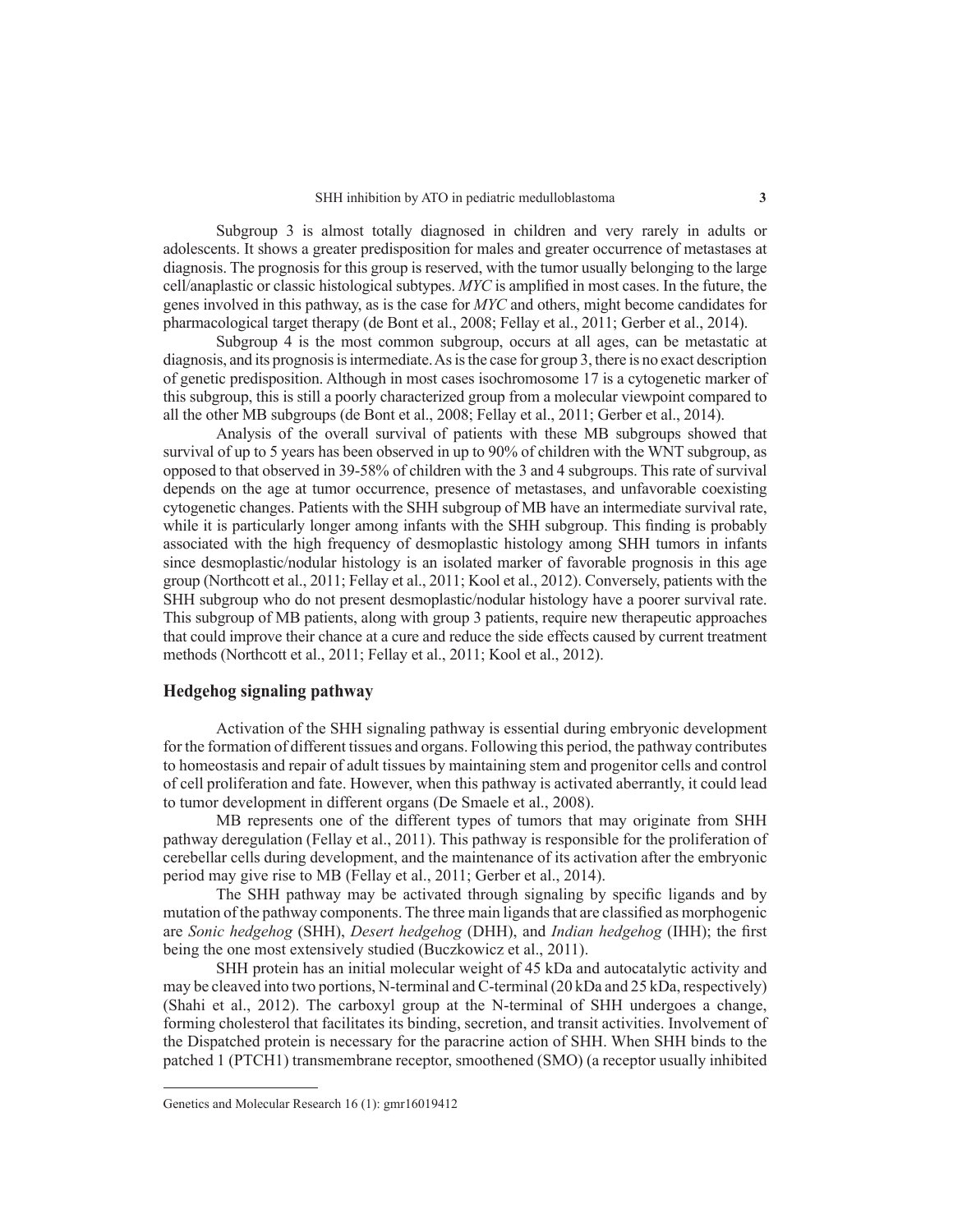Subgroup 3 is almost totally diagnosed in children and very rarely in adults or adolescents. It shows a greater predisposition for males and greater occurrence of metastases at diagnosis. The prognosis for this group is reserved, with the tumor usually belonging to the large cell/anaplastic or classic histological subtypes. *MYC* is amplified in most cases. In the future, the genes involved in this pathway, as is the case for *MYC* and others, might become candidates for pharmacological target therapy (de Bont et al., 2008; Fellay et al., 2011; Gerber et al., 2014).

Subgroup 4 is the most common subgroup, occurs at all ages, can be metastatic at diagnosis, and its prognosis is intermediate. As is the case for group 3, there is no exact description of genetic predisposition. Although in most cases isochromosome 17 is a cytogenetic marker of this subgroup, this is still a poorly characterized group from a molecular viewpoint compared to all the other MB subgroups (de Bont et al., 2008; Fellay et al., 2011; Gerber et al., 2014).

Analysis of the overall survival of patients with these MB subgroups showed that survival of up to 5 years has been observed in up to 90% of children with the WNT subgroup, as opposed to that observed in 39-58% of children with the 3 and 4 subgroups. This rate of survival depends on the age at tumor occurrence, presence of metastases, and unfavorable coexisting cytogenetic changes. Patients with the SHH subgroup of MB have an intermediate survival rate, while it is particularly longer among infants with the SHH subgroup. This finding is probably associated with the high frequency of desmoplastic histology among SHH tumors in infants since desmoplastic/nodular histology is an isolated marker of favorable prognosis in this age group (Northcott et al., 2011; Fellay et al., 2011; Kool et al., 2012). Conversely, patients with the SHH subgroup who do not present desmoplastic/nodular histology have a poorer survival rate. This subgroup of MB patients, along with group 3 patients, require new therapeutic approaches that could improve their chance at a cure and reduce the side effects caused by current treatment methods (Northcott et al., 2011; Fellay et al., 2011; Kool et al., 2012).

## Hedgehog signaling pathway

Activation of the SHH signaling pathway is essential during embryonic development for the formation of different tissues and organs. Following this period, the pathway contributes to homeostasis and repair of adult tissues by maintaining stem and progenitor cells and control of cell proliferation and fate. However, when this pathway is activated aberrantly, it could lead to tumor development in different organs (De Smaele et al., 2008).

MB represents one of the different types of tumors that may originate from SHH pathway deregulation (Fellay et al., 2011). This pathway is responsible for the proliferation of cerebellar cells during development, and the maintenance of its activation after the embryonic period may give rise to MB (Fellay et al., 2011; Gerber et al., 2014).

The SHH pathway may be activated through signaling by specific ligands and by mutation of the pathway components. The three main ligands that are classified as morphogenic are *Sonic hedgehog* (SHH), *Desert hedgehog* (DHH), and *Indian hedgehog* (IHH); the first being the one most extensively studied (Buczkowicz et al., 2011).

SHH protein has an initial molecular weight of 45 kDa and autocatalytic activity and may be cleaved into two portions, N-terminal and C-terminal (20 kDa and 25 kDa, respectively) (Shahi et al., 2012). The carboxyl group at the N-terminal of SHH undergoes a change, forming cholesterol that facilitates its binding, secretion, and transit activities. Involvement of the Dispatched protein is necessary for the paracrine action of SHH. When SHH binds to the patched 1 (PTCH1) transmembrane receptor, smoothened (SMO) (a receptor usually inhibited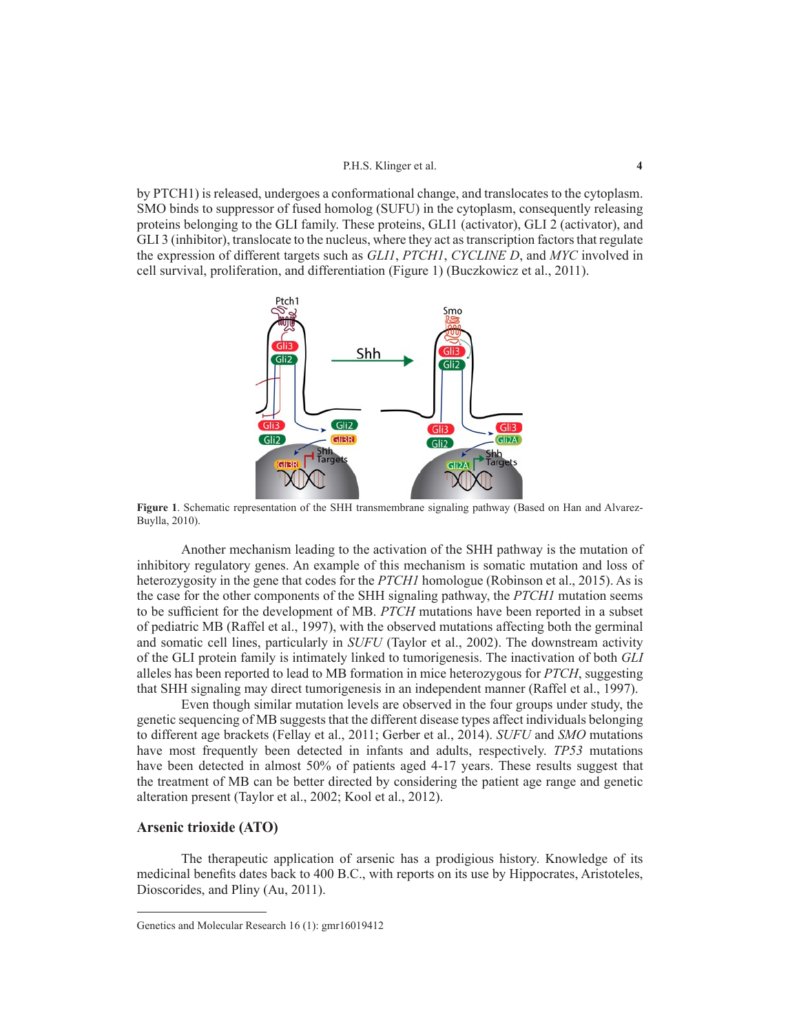by PTCH1) is released, undergoes a conformational change, and translocates to the cytoplasm. SMO binds to suppressor of fused homolog (SUFU) in the cytoplasm, consequently releasing proteins belonging to the GLI family. These proteins, GLI1 (activator), GLI 2 (activator), and GLI 3 (inhibitor), translocate to the nucleus, where they act as transcription factors that regulate the expression of different targets such as *GLI1*, *PTCH1*, *CYCLINE D*, and *MYC* involved in cell survival, proliferation, and differentiation (Figure 1) (Buczkowicz et al., 2011).

**Figure 1**. Schematic representation of the SHH transmembrane signaling pathway (Based on Han and Alvarez-Buylla, 2010).

Another mechanism leading to the activation of the SHH pathway is the mutation of inhibitory regulatory genes. An example of this mechanism is somatic mutation and loss of heterozygosity in the gene that codes for the *PTCH1* homologue (Robinson et al., 2015). As is the case for the other components of the SHH signaling pathway, the *PTCH1* mutation seems to be sufficient for the development of MB. *PTCH* mutations have been reported in a subset of pediatric MB (Raffel et al., 1997), with the observed mutations affecting both the germinal and somatic cell lines, particularly in *SUFU* (Taylor et al., 2002). The downstream activity of the GLI protein family is intimately linked to tumorigenesis. The inactivation of both *GLI* alleles has been reported to lead to MB formation in mice heterozygous for *PTCH*, suggesting that SHH signaling may direct tumorigenesis in an independent manner (Raffel et al., 1997).

Even though similar mutation levels are observed in the four groups under study, the genetic sequencing of MB suggests that the different disease types affect individuals belonging to different age brackets (Fellay et al., 2011; Gerber et al., 2014). *SUFU* and *SMO* mutations have most frequently been detected in infants and adults, respectively. *TP53* mutations have been detected in almost 50% of patients aged 4-17 years. These results suggest that the treatment of MB can be better directed by considering the patient age range and genetic alteration present (Taylor et al., 2002; Kool et al., 2012).

## Arsenic trioxide (ATO)

The therapeutic application of arsenic has a prodigious history. Knowledge of its medicinal benefits dates back to 400 B.C., with reports on its use by Hippocrates, Aristoteles, Dioscorides, and Pliny (Au, 2011).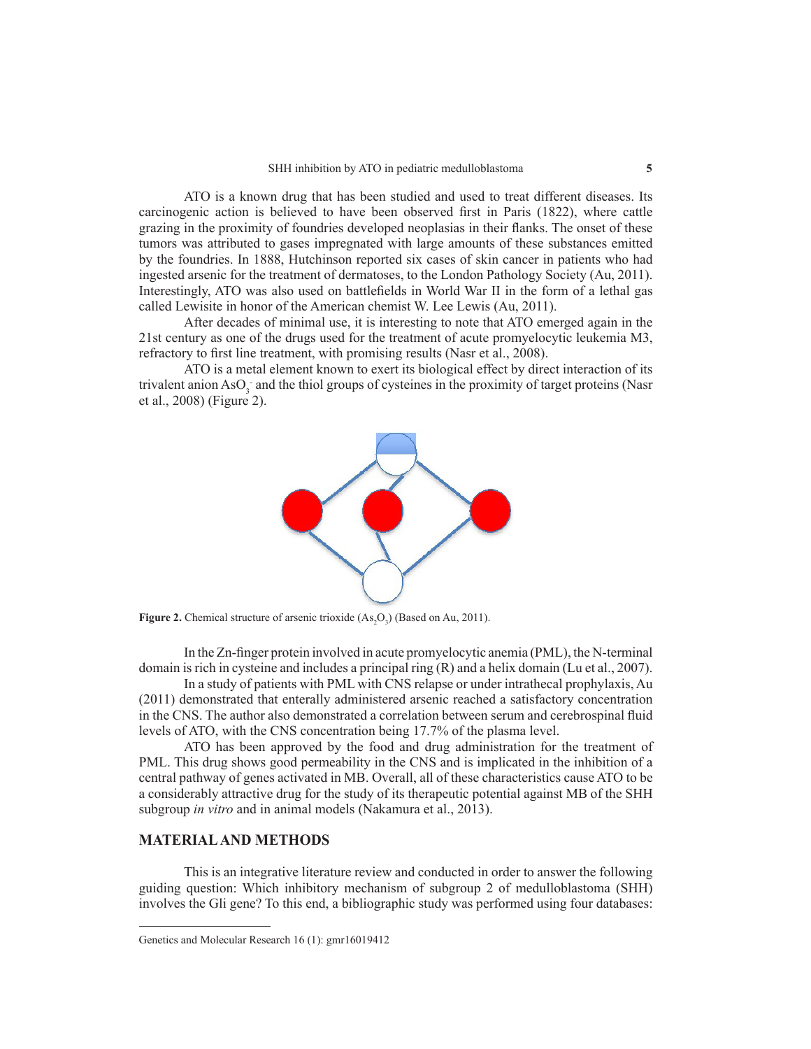ATO is a known drug that has been studied and used to treat different diseases. Its carcinogenic action is believed to have been observed first in Paris (1822), where cattle grazing in the proximity of foundries developed neoplasias in their flanks. The onset of these tumors was attributed to gases impregnated with large amounts of these substances emitted by the foundries. In 1888, Hutchinson reported six cases of skin cancer in patients who had ingested arsenic for the treatment of dermatoses, to the London Pathology Society (Au, 2011). Interestingly, ATO was also used on battlefields in World War II in the form of a lethal gas called Lewisite in honor of the American chemist W. Lee Lewis (Au, 2011).

After decades of minimal use, it is interesting to note that ATO emerged again in the 21st century as one of the drugs used for the treatment of acute promyelocytic leukemia M3, refractory to first line treatment, with promising results (Nasr et al., 2008).

ATO is a metal element known to exert its biological effect by direct interaction of its trivalent anion $AsO_3^-$ and the thiol groups of cysteines in the proximity of target proteins (Nasr et al., 2008) (Figure 2).

**Figure 2.** Chemical structure of arsenic trioxide ($As_2O_3$) (Based on Au, 2011).

In the Zn-finger protein involved in acute promyelocytic anemia (PML), the N-terminal domain is rich in cysteine and includes a principal ring (R) and a helix domain (Lu et al., 2007).

In a study of patients with PML with CNS relapse or under intrathecal prophylaxis, Au (2011) demonstrated that enterally administered arsenic reached a satisfactory concentration in the CNS. The author also demonstrated a correlation between serum and cerebrospinal fluid levels of ATO, with the CNS concentration being 17.7% of the plasma level.

ATO has been approved by the food and drug administration for the treatment of PML. This drug shows good permeability in the CNS and is implicated in the inhibition of a central pathway of genes activated in MB. Overall, all of these characteristics cause ATO to be a considerably attractive drug for the study of its therapeutic potential against MB of the SHH subgroup *in vitro* and in animal models (Nakamura et al., 2013).

## MATERIAL AND METHODS

This is an integrative literature review and conducted in order to answer the following guiding question: Which inhibitory mechanism of subgroup 2 of medulloblastoma (SHH) involves the Gli gene? To this end, a bibliographic study was performed using four databases: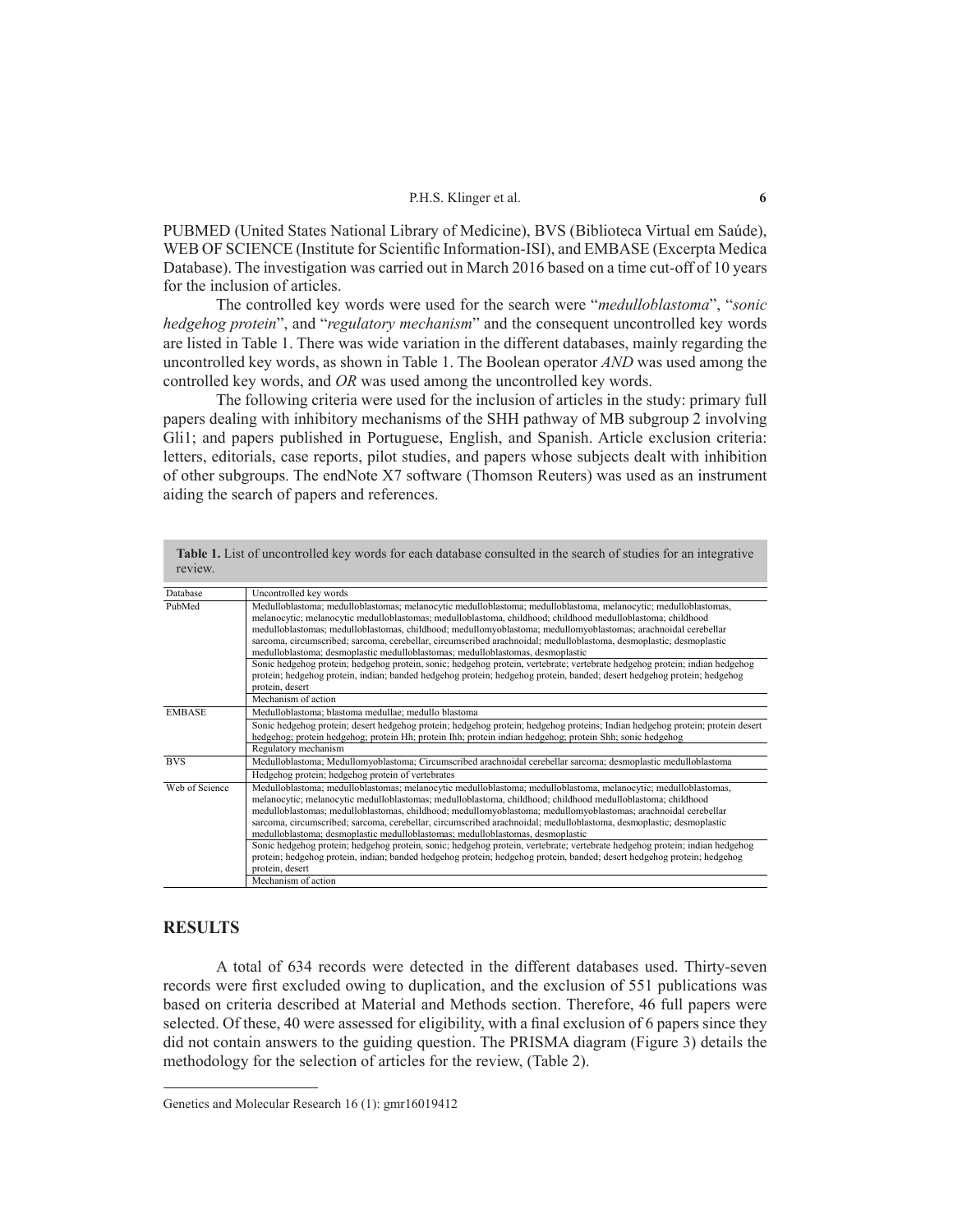PUBMED (United States National Library of Medicine), BVS (Biblioteca Virtual em Saúde), WEB OF SCIENCE (Institute for Scientific Information-ISI), and EMBASE (Excerpta Medica Database). The investigation was carried out in March 2016 based on a time cut-off of 10 years for the inclusion of articles.

The controlled key words were used for the search were "*medulloblastoma*", "*sonic hedgehog protein*", and "*regulatory mechanism*" and the consequent uncontrolled key words are listed in Table 1. There was wide variation in the different databases, mainly regarding the uncontrolled key words, as shown in Table 1. The Boolean operator *AND* was used among the controlled key words, and *OR* was used among the uncontrolled key words.

The following criteria were used for the inclusion of articles in the study: primary full papers dealing with inhibitory mechanisms of the SHH pathway of MB subgroup 2 involving Gli1; and papers published in Portuguese, English, and Spanish. Article exclusion criteria: letters, editorials, case reports, pilot studies, and papers whose subjects dealt with inhibition of other subgroups. The endNote X7 software (Thomson Reuters) was used as an instrument aiding the search of papers and references.

**Table 1.** List of uncontrolled key words for each database consulted in the search of studies for an integrative review.

| Database | Uncontrolled key words |
|---|---|
| PubMed | Medulloblastoma; medulloblastomas; melanocytic medulloblastoma; medulloblastoma, melanocytic; medulloblastomas, melanocytic; melanocytic medulloblastomas; medulloblastoma, childhood; childhood medulloblastoma; childhood medulloblastomas; medulloblastomas, childhood; medullomyoblastoma; medullomyoblastomas; arachnoidal cerebellar sarcoma, circumscribed; sarcoma, cerebellar, circumscribed arachnoidal; medulloblastoma, desmoplastic; desmoplastic medulloblastoma; desmoplastic medulloblastomas; medulloblastomas, desmoplastic |
| | Sonic hedgehog protein; hedgehog protein, sonic; hedgehog protein, vertebrate; vertebrate hedgehog protein; indian hedgehog protein; hedgehog protein, indian; banded hedgehog protein; hedgehog protein, banded; desert hedgehog protein; hedgehog protein, desert |
| | Mechanism of action |
| EMBASE | Medulloblastoma; blastoma medullae; medullo blastoma |
| | Sonic hedgehog protein; desert hedgehog protein; hedgehog protein; hedgehog proteins; Indian hedgehog protein; protein desert hedgehog; protein hedgehog; protein Hh; protein Ihh; protein indian hedgehog; protein Shh; sonic hedgehog |
| | Regulatory mechanism |
| BVS | Medulloblastoma; Medullomyoblastoma; Circumscribed arachnoidal cerebellar sarcoma; desmoplastic medulloblastoma |
| | Hedgehog protein; hedgehog protein of vertebrates |
| Web of Science | Medulloblastoma; medulloblastomas; melanocytic medulloblastoma; medulloblastoma, melanocytic; medulloblastomas, melanocytic; melanocytic medulloblastomas; medulloblastoma, childhood; childhood medulloblastoma; childhood medulloblastomas; medulloblastomas, childhood; medullomyoblastoma; medullomyoblastomas; arachnoidal cerebellar sarcoma, circumscribed; sarcoma, cerebellar, circumscribed arachnoidal; medulloblastoma, desmoplastic; desmoplastic medulloblastoma; desmoplastic medulloblastomas; medulloblastomas, desmoplastic |
| | Sonic hedgehog protein; hedgehog protein, sonic; hedgehog protein, vertebrate; vertebrate hedgehog protein; indian hedgehog protein; hedgehog protein, indian; banded hedgehog protein; hedgehog protein, banded; desert hedgehog protein; hedgehog protein, desert |
| | Mechanism of action |

## RESULTS

A total of 634 records were detected in the different databases used. Thirty-seven records were first excluded owing to duplication, and the exclusion of 551 publications was based on criteria described at Material and Methods section. Therefore, 46 full papers were selected. Of these, 40 were assessed for eligibility, with a final exclusion of 6 papers since they did not contain answers to the guiding question. The PRISMA diagram (Figure 3) details the methodology for the selection of articles for the review, (Table 2).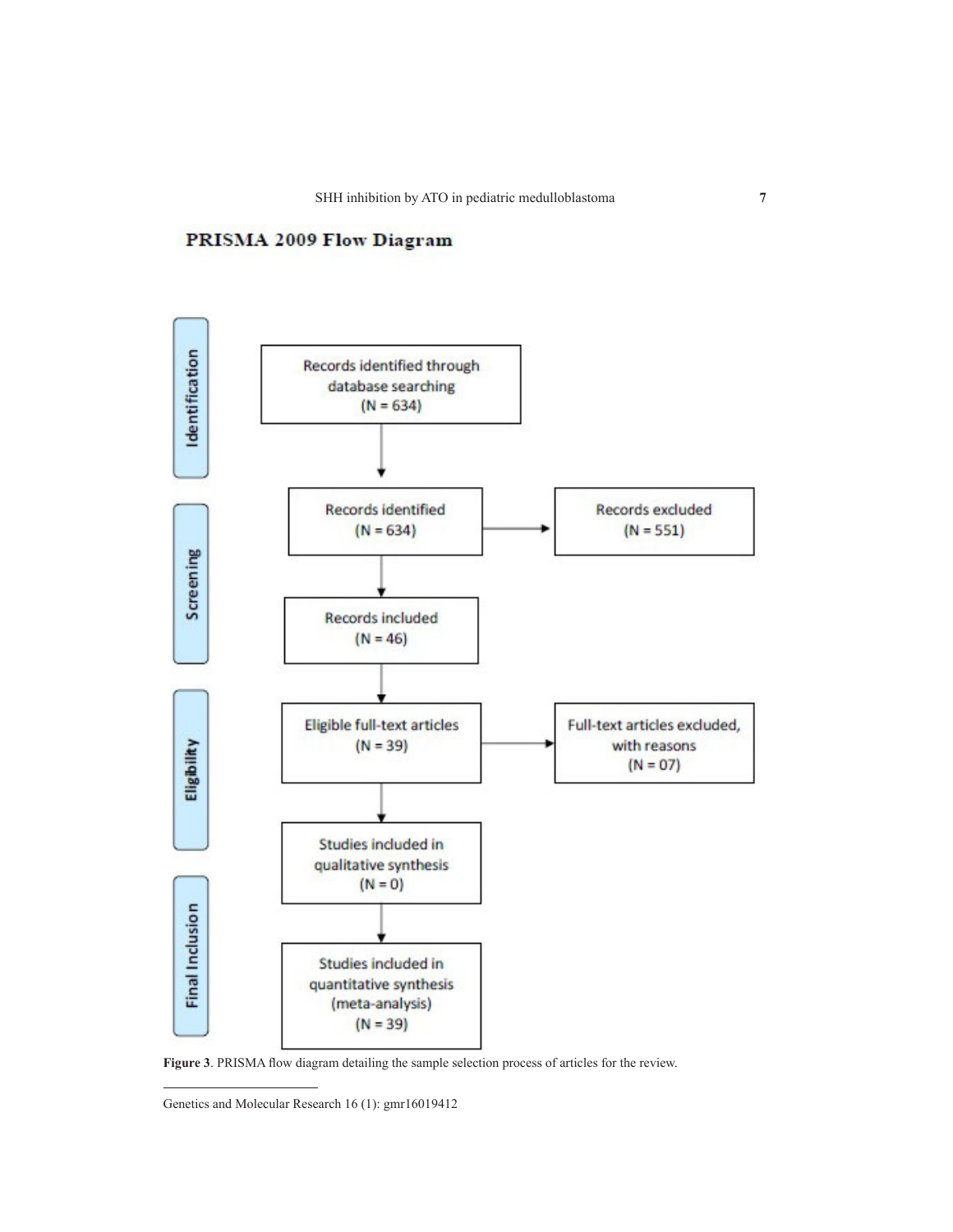**PRISMA 2009 Flow Diagram**

**Identification**

Records identified through database searching (N = 634)

**Screening**

Records identified (N = 634)

Records excluded (N = 551)

Records included (N = 46)

**Eligibility**

Eligible full-text articles (N = 39)

Full-text articles excluded, with reasons (N = 07)

Studies included in qualitative synthesis (N = 0)

**Final Inclusion**

Studies included in quantitative synthesis (meta-analysis) (N = 39)

**Figure 3**. PRISMA flow diagram detailing the sample selection process of articles for the review.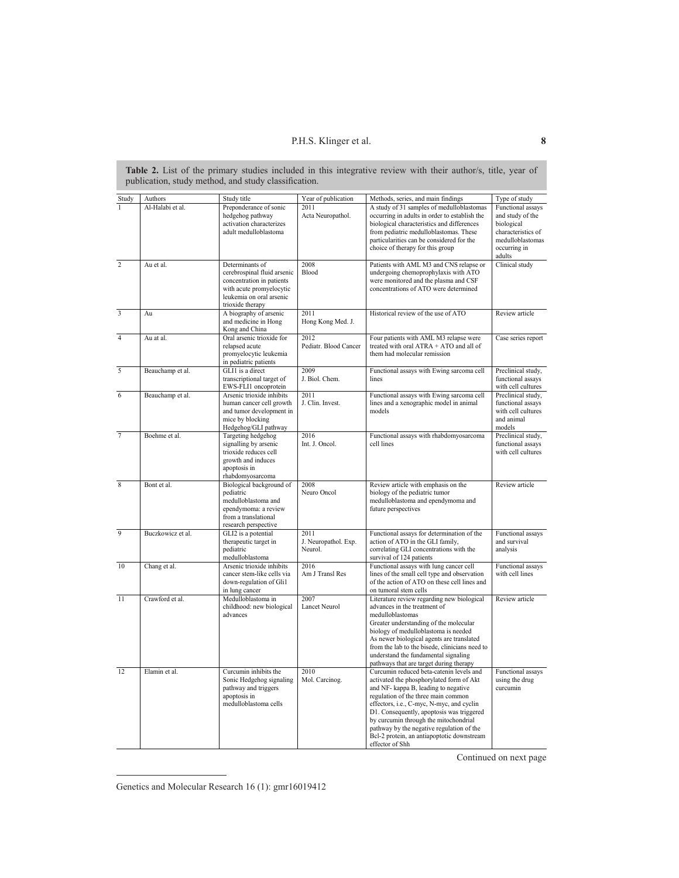**Table 2.** List of the primary studies included in this integrative review with their author/s, title, year of publication, study method, and study classification.

| Study | Authors | Study title | Year of publication | Methods, series, and main findings | Type of study |
|---|---|---|---|---|---|
| 1 | Al-Halabi et al. | Preponderance of sonic hedgehog pathway activation characterizes adult medulloblastoma | 2011 Acta Neuropathol. | A study of 31 samples of medulloblastomas occurring in adults in order to establish the biological characteristics and differences from pediatric medulloblastomas. These particularities can be considered for the choice of therapy for this group | Functional assays and study of the biological characteristics of medulloblastomas occurring in adults |
| 2 | Au et al. | Determinants of cerebrospinal fluid arsenic concentration in patients with acute promyelocytic leukemia on oral arsenic trioxide therapy | 2008 Blood | Patients with AML M3 and CNS relapse or undergoing chemoprophylaxis with ATO were monitored and the plasma and CSF concentrations of ATO were determined | Clinical study |
| 3 | Au | A biography of arsenic and medicine in Hong Kong and China | 2011 Hong Kong Med. J. | Historical review of the use of ATO | Review article |
| 4 | Au at al. | Oral arsenic trioxide for relapsed acute promyelocytic leukemia in pediatric patients | 2012 Pediatr. Blood Cancer | Four patients with AML M3 relapse were treated with oral ATRA + ATO and all of them had molecular remission | Case series report |
| 5 | Beauchamp et al. | GLI1 is a direct transcriptional target of EWS-FLI1 oncoprotein | 2009 J. Biol. Chem. | Functional assays with Ewing sarcoma cell lines | Preclinical study, functional assays with cell cultures |
| 6 | Beauchamp et al. | Arsenic trioxide inhibits human cancer cell growth and tumor development in mice by blocking Hedgehog/GLI pathway | 2011 J. Clin. Invest. | Functional assays with Ewing sarcoma cell lines and a xenographic model in animal models | Preclinical study, functional assays with cell cultures and animal models |
| 7 | Boehme et al. | Targeting hedgehog signalling by arsenic trioxide reduces cell growth and induces apoptosis in rhabdomyosarcoma | 2016 Int. J. Oncol. | Functional assays with rhabdomyosarcoma cell lines | Preclinical study, functional assays with cell cultures |
| 8 | Bont et al. | Biological background of pediatric medulloblastoma and ependymoma: a review from a translational research perspective | 2008 Neuro Oncol | Review article with emphasis on the biology of the pediatric tumor medulloblastoma and ependymoma and future perspectives | Review article |
| 9 | Buczkowicz et al. | GLI2 is a potential therapeutic target in pediatric medulloblastoma | 2011 J. Neuropathol. Exp. Neurol. | Functional assays for determination of the action of ATO in the GLI family, correlating GLI concentrations with the survival of 124 patients | Functional assays and survival analysis |
| 10 | Chang et al. | Arsenic trioxide inhibits cancer stem-like cells via down-regulation of Gli1 in lung cancer | 2016 Am J Transl Res | Functional assays with lung cancer cell lines of the small cell type and observation of the action of ATO on these cell lines and on tumoral stem cells | Functional assays with cell lines |
| 11 | Crawford et al. | Medulloblastoma in childhood: new biological advances | 2007 Lancet Neurol | Literature review regarding new biological advances in the treatment of medulloblastomas<br>Greater understanding of the molecular biology of medulloblastoma is needed<br>As newer biological agents are translated from the lab to the bisede, clinicians need to understand the fundamental signaling pathways that are target during therapy | Review article |
| 12 | Elamin et al. | Curcumin inhibits the Sonic Hedgehog signaling pathway and triggers apoptosis in medulloblastoma cells | 2010 Mol. Carcinog. | Curcumin reduced beta-catenin levels and activated the phosphorylated form of Akt and NF- kappa B, leading to negative regulation of the three main common effectors, i.e., C-myc, N-myc, and cyclin D1. Consequently, apoptosis was triggered by curcumin through the mitochondrial pathway by the negative regulation of the Bcl-2 protein, an antiapoptotic downstream effector of Shh | Functional assays using the drug curcumin |

Continued on next page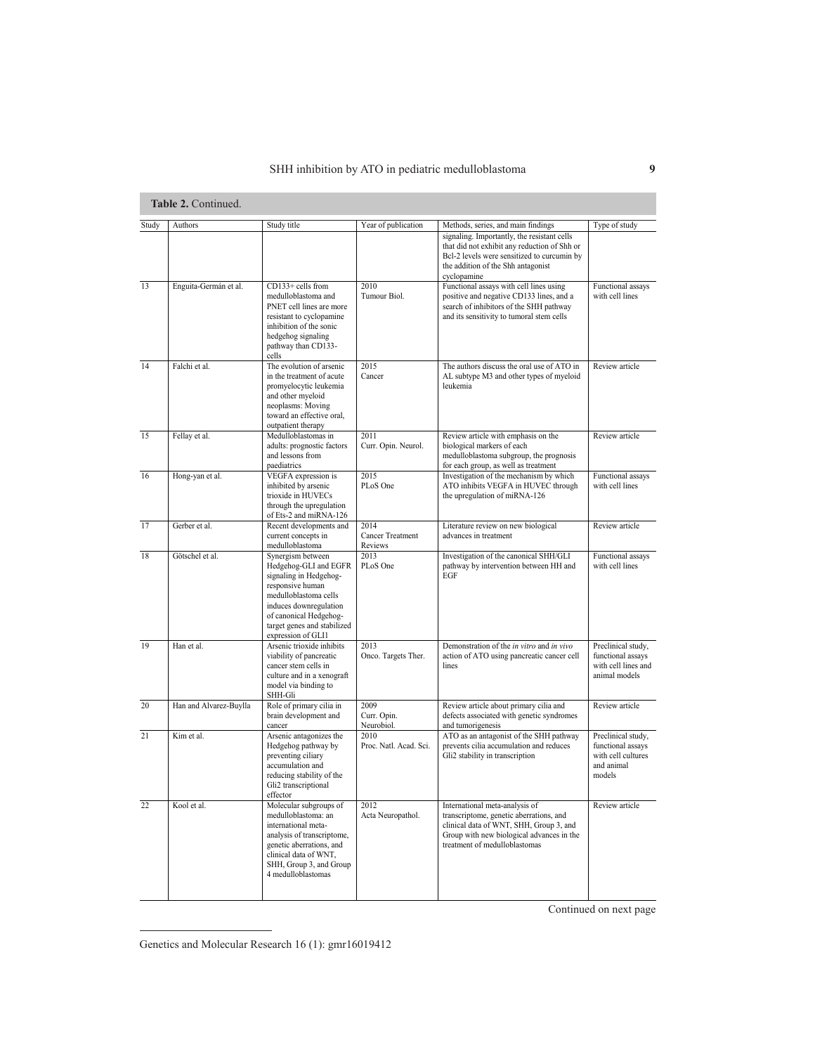**Table 2.** Continued.

| Study | Authors | Study title | Year of publication | Methods, series, and main findings | Type of study |
|---|---|---|---|---|---|
| | | | | signaling. Importantly, the resistant cells that did not exhibit any reduction of Shh or Bcl-2 levels were sensitized to curcumin by the addition of the Shh antagonist cyclopamine | |
| 13 | Enguita-Germán et al. | CD133+ cells from medulloblastoma and PNET cell lines are more resistant to cyclopamine inhibition of the sonic hedgehog signaling pathway than CD133- cells | 2010 Tumour Biol. | Functional assays with cell lines using positive and negative CD133 lines, and a search of inhibitors of the SHH pathway and its sensitivity to tumoral stem cells | Functional assays with cell lines |
| 14 | Falchi et al. | The evolution of arsenic in the treatment of acute promyelocytic leukemia and other myeloid neoplasms: Moving toward an effective oral, outpatient therapy | 2015 Cancer | The authors discuss the oral use of ATO in AL subtype M3 and other types of myeloid leukemia | Review article |
| 15 | Fellay et al. | Medulloblastomas in adults: prognostic factors and lessons from paediatrics | 2011 Curr. Opin. Neurol. | Review article with emphasis on the biological markers of each medulloblastoma subgroup, the prognosis for each group, as well as treatment | Review article |
| 16 | Hong-yan et al. | VEGFA expression is inhibited by arsenic trioxide in HUVECs through the upregulation of Ets-2 and miRNA-126 | 2015 PLoS One | Investigation of the mechanism by which ATO inhibits VEGFA in HUVEC through the upregulation of miRNA-126 | Functional assays with cell lines |
| 17 | Gerber et al. | Recent developments and current concepts in medulloblastoma | 2014 Cancer Treatment Reviews | Literature review on new biological advances in treatment | Review article |
| 18 | Götschel et al. | Synergism between Hedgehog-GLI and EGFR signaling in Hedgehog-responsive human medulloblastoma cells induces downregulation of canonical Hedgehog-target genes and stabilized expression of GLI1 | 2013 PLoS One | Investigation of the canonical SHH/GLI pathway by intervention between HH and EGF | Functional assays with cell lines |
| 19 | Han et al. | Arsenic trioxide inhibits viability of pancreatic cancer stem cells in culture and in a xenograft model via binding to SHH-Gli | 2013 Onco. Targets Ther. | Demonstration of the *in vitro* and *in vivo* action of ATO using pancreatic cancer cell lines | Preclinical study, functional assays with cell lines and animal models |
| 20 | Han and Alvarez-Buylla | Role of primary cilia in brain development and cancer | 2009 Curr. Opin. Neurobiol. | Review article about primary cilia and defects associated with genetic syndromes and tumorigenesis | Review article |
| 21 | Kim et al. | Arsenic antagonizes the Hedgehog pathway by preventing ciliary accumulation and reducing stability of the Gli2 transcriptional effector | 2010 Proc. Natl. Acad. Sci. | ATO as an antagonist of the SHH pathway prevents cilia accumulation and reduces Gli2 stability in transcription | Preclinical study, functional assays with cell cultures and animal models |
| 22 | Kool et al. | Molecular subgroups of medulloblastoma: an international meta-analysis of transcriptome, genetic aberrations, and clinical data of WNT, SHH, Group 3, and Group 4 medulloblastomas | 2012 Acta Neuropathol. | International meta-analysis of transcriptome, genetic aberrations, and clinical data of WNT, SHH, Group 3, and Group with new biological advances in the treatment of medulloblastomas | Review article |

Continued on next page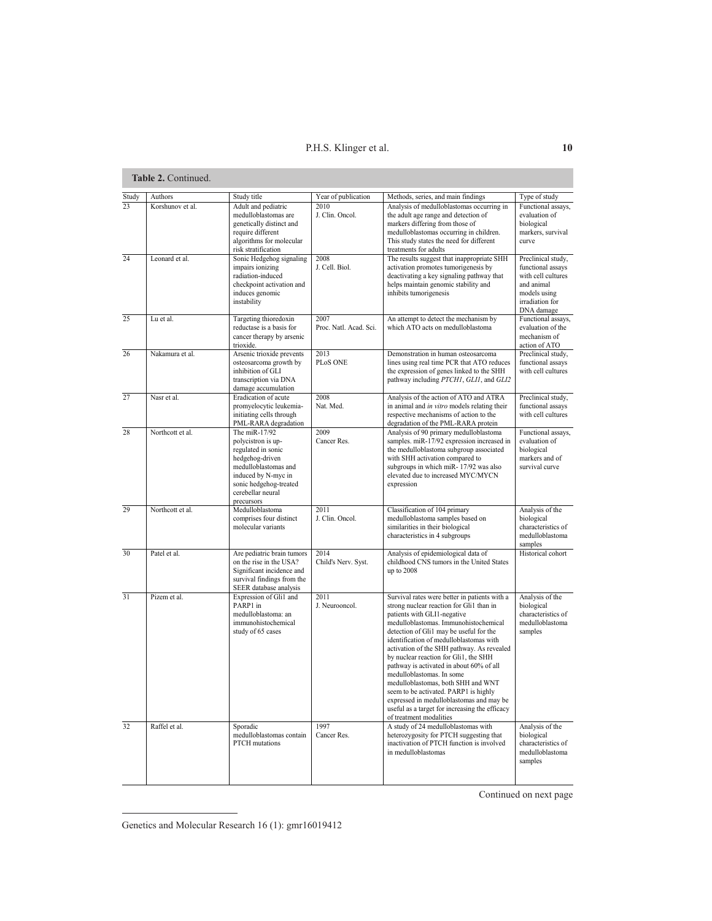**Table 2.** Continued.

| Study | Authors | Study title | Year of publication | Methods, series, and main findings | Type of study |
|---|---|---|---|---|---|
| 23 | Korshunov et al. | Adult and pediatric medulloblastomas are genetically distinct and require different algorithms for molecular risk stratification | 2010 J. Clin. Oncol. | Analysis of medulloblastomas occurring in the adult age range and detection of markers differing from those of medulloblastomas occurring in children. This study states the need for different treatments for adults | Functional assays, evaluation of biological markers, survival curve |
| 24 | Leonard et al. | Sonic Hedgehog signaling impairs ionizing radiation-induced checkpoint activation and induces genomic instability | 2008 J. Cell. Biol. | The results suggest that inappropriate SHH activation promotes tumorigenesis by deactivating a key signaling pathway that helps maintain genomic stability and inhibits tumorigenesis | Preclinical study, functional assays with cell cultures and animal models using irradiation for DNA damage |
| 25 | Lu et al. | Targeting thioredoxin reductase is a basis for cancer therapy by arsenic trioxide. | 2007 Proc. Natl. Acad. Sci. | An attempt to detect the mechanism by which ATO acts on medulloblastoma | Functional assays, evaluation of the mechanism of action of ATO |
| 26 | Nakamura et al. | Arsenic trioxide prevents osteosarcoma growth by inhibition of GLI transcription via DNA damage accumulation | 2013 PLoS ONE | Demonstration in human osteosarcoma lines using real time PCR that ATO reduces the expression of genes linked to the SHH pathway including *PTCH1*, *GLI1*, and *GLI2* | Preclinical study, functional assays with cell cultures |
| 27 | Nasr et al. | Eradication of acute promyelocytic leukemia-initiating cells through PML-RARA degradation | 2008 Nat. Med. | Analysis of the action of ATO and ATRA in animal and *in vitro* models relating their respective mechanisms of action to the degradation of the PML-RARA protein | Preclinical study, functional assays with cell cultures |
| 28 | Northcott et al. | The miR-17/92 polycistron is up-regulated in sonic hedgehog-driven medulloblastomas and induced by N-myc in sonic hedgehog-treated cerebellar neural precursors | 2009 Cancer Res. | Analysis of 90 primary medulloblastoma samples. miR-17/92 expression increased in the medulloblastoma subgroup associated with SHH activation compared to subgroups in which miR- 17/92 was also elevated due to increased MYC/MYCN expression | Functional assays, evaluation of biological markers and of survival curve |
| 29 | Northcott et al. | Medulloblastoma comprises four distinct molecular variants | 2011 J. Clin. Oncol. | Classification of 104 primary medulloblastoma samples based on similarities in their biological characteristics in 4 subgroups | Analysis of the biological characteristics of medulloblastoma samples |
| 30 | Patel et al. | Are pediatric brain tumors on the rise in the USA? Significant incidence and survival findings from the SEER database analysis | 2014 Child's Nerv. Syst. | Analysis of epidemiological data of childhood CNS tumors in the United States up to 2008 | Historical cohort |
| 31 | Pizem et al. | Expression of Gli1 and PARP1 in medulloblastoma: an immunohistochemical study of 65 cases | 2011 J. Neurooncol. | Survival rates were better in patients with a strong nuclear reaction for Gli1 than in patients with GLI1-negative medulloblastomas. Immunohistochemical detection of Gli1 may be useful for the identification of medulloblastomas with activation of the SHH pathway. As revealed by nuclear reaction for Gli1, the SHH pathway is activated in about 60% of all medulloblastomas. In some medulloblastomas, both SHH and WNT seem to be activated. PARP1 is highly expressed in medulloblastomas and may be useful as a target for increasing the efficacy of treatment modalities | Analysis of the biological characteristics of medulloblastoma samples |
| 32 | Raffel et al. | Sporadic medulloblastomas contain PTCH mutations | 1997 Cancer Res. | A study of 24 medulloblastomas with heterozygosity for PTCH suggesting that inactivation of PTCH function is involved in medulloblastomas | Analysis of the biological characteristics of medulloblastoma samples |

Continued on next page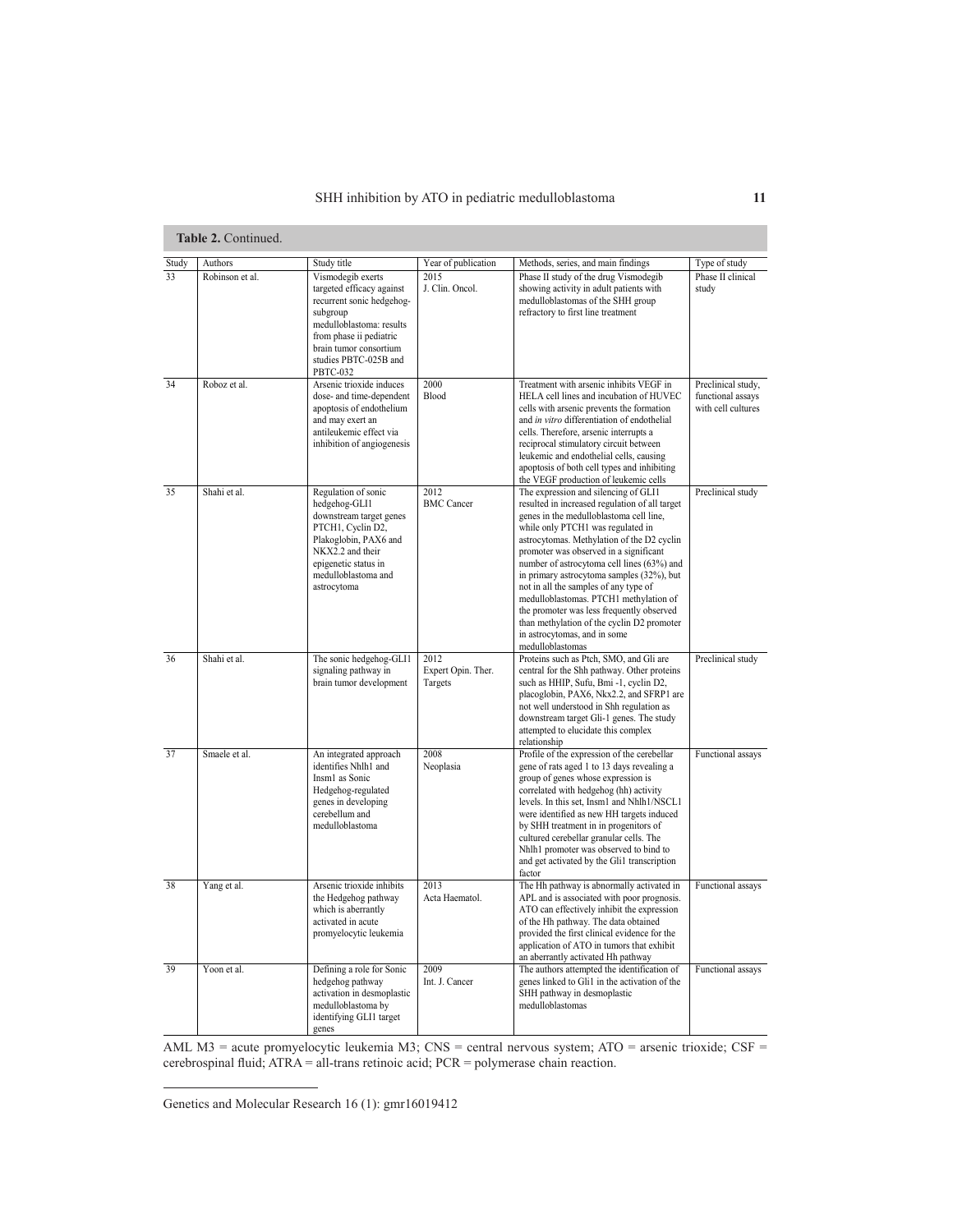**Table 2.** Continued.

| Study | Authors | Study title | Year of publication | Methods, series, and main findings | Type of study |
|---|---|---|---|---|---|
| 33 | Robinson et al. | Vismodegib exerts targeted efficacy against recurrent sonic hedgehog-subgroup medulloblastoma: results from phase ii pediatric brain tumor consortium studies PBTC-025B and PBTC-032 | 2015 J. Clin. Oncol. | Phase II study of the drug Vismodegib showing activity in adult patients with medulloblastomas of the SHH group refractory to first line treatment | Phase II clinical study |
| 34 | Roboz et al. | Arsenic trioxide induces dose- and time-dependent apoptosis of endothelium and may exert an antileukemic effect via inhibition of angiogenesis | 2000 Blood | Treatment with arsenic inhibits VEGF in HELA cell lines and incubation of HUVEC cells with arsenic prevents the formation and *in vitro* differentiation of endothelial cells. Therefore, arsenic interrupts a reciprocal stimulatory circuit between leukemic and endothelial cells, causing apoptosis of both cell types and inhibiting the VEGF production of leukemic cells | Preclinical study, functional assays with cell cultures |
| 35 | Shahi et al. | Regulation of sonic hedgehog-GLI1 downstream target genes PTCH1, Cyclin D2, Plakoglobin, PAX6 and NKX2.2 and their epigenetic status in medulloblastoma and astrocytoma | 2012 BMC Cancer | The expression and silencing of GLI1 resulted in increased regulation of all target genes in the medulloblastoma cell line, while only PTCH1 was regulated in astrocytomas. Methylation of the D2 cyclin promoter was observed in a significant number of astrocytoma cell lines (63%) and in primary astrocytoma samples (32%), but not in all the samples of any type of medulloblastomas. PTCH1 methylation of the promoter was less frequently observed than methylation of the cyclin D2 promoter in astrocytomas, and in some medulloblastomas | Preclinical study |
| 36 | Shahi et al. | The sonic hedgehog-GLI1 signaling pathway in brain tumor development | 2012 Expert Opin. Ther. Targets | Proteins such as Ptch, SMO, and Gli are central for the Shh pathway. Other proteins such as HHIP, Sufu, Bmi -1, cyclin D2, placoglobin, PAX6, Nkx2.2, and SFRP1 are not well understood in Shh regulation as downstream target Gli-1 genes. The study attempted to elucidate this complex relationship | Preclinical study |
| 37 | Smaele et al. | An integrated approach identifies Nhlh1 and Insm1 as Sonic Hedgehog-regulated genes in developing cerebellum and medulloblastoma | 2008 Neoplasia | Profile of the expression of the cerebellar gene of rats aged 1 to 13 days revealing a group of genes whose expression is correlated with hedgehog (hh) activity levels. In this set, Insm1 and Nhlh1/NSCL1 were identified as new HH targets induced by SHH treatment in in progenitors of cultured cerebellar granular cells. The Nhlh1 promoter was observed to bind to and get activated by the Gli1 transcription factor | Functional assays |
| 38 | Yang et al. | Arsenic trioxide inhibits the Hedgehog pathway which is aberrantly activated in acute promyelocytic leukemia | 2013 Acta Haematol. | The Hh pathway is abnormally activated in APL and is associated with poor prognosis. ATO can effectively inhibit the expression of the Hh pathway. The data obtained provided the first clinical evidence for the application of ATO in tumors that exhibit an aberrantly activated Hh pathway | Functional assays |
| 39 | Yoon et al. | Defining a role for Sonic hedgehog pathway activation in desmoplastic medulloblastoma by identifying GLI1 target genes | 2009 Int. J. Cancer | The authors attempted the identification of genes linked to Gli1 in the activation of the SHH pathway in desmoplastic medulloblastomas | Functional assays |

AML M3 = acute promyelocytic leukemia M3; CNS = central nervous system; ATO = arsenic trioxide; CSF = cerebrospinal fluid; ATRA = all-trans retinoic acid; PCR = polymerase chain reaction.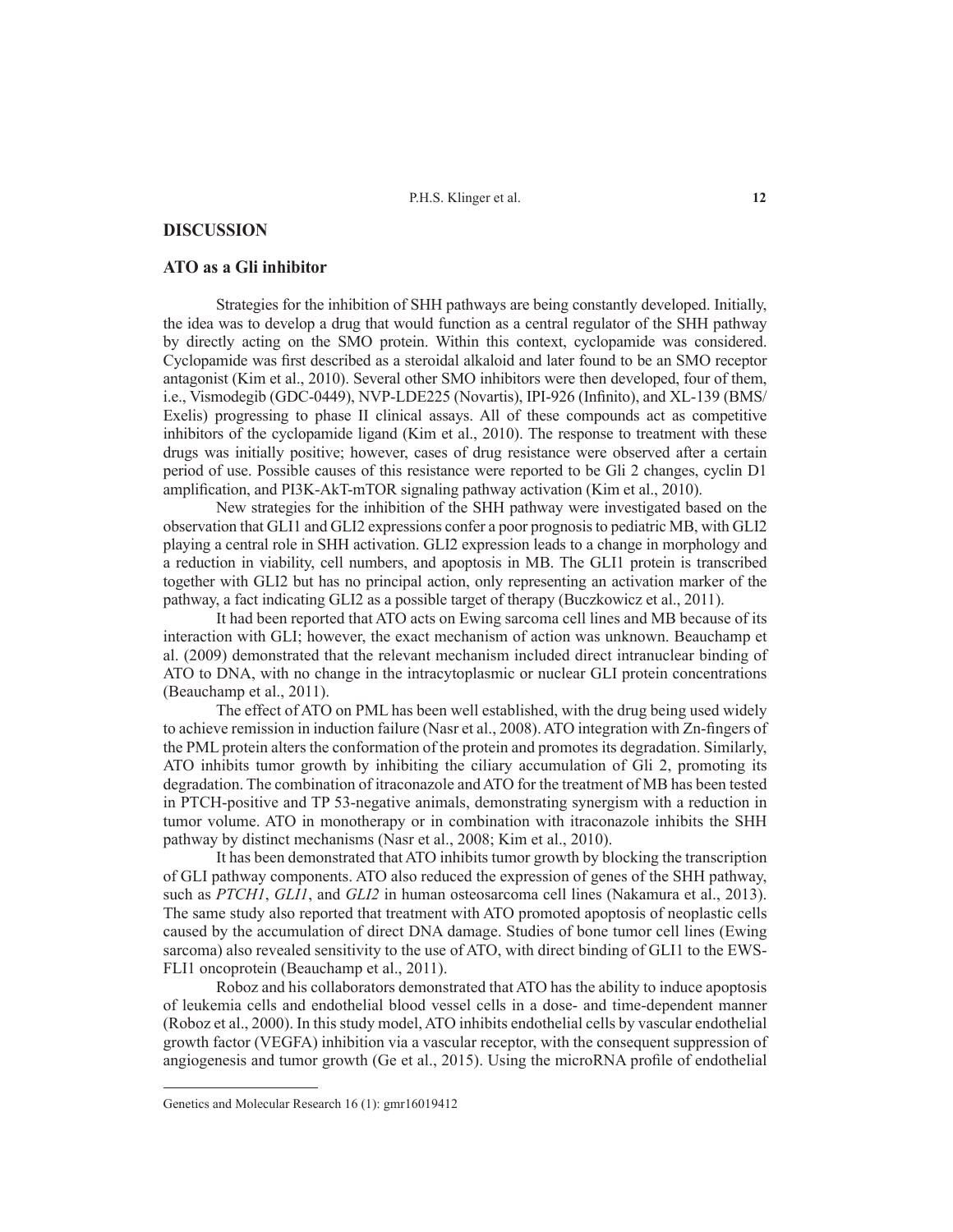## DISCUSSION

### ATO as a Gli inhibitor

Strategies for the inhibition of SHH pathways are being constantly developed. Initially, the idea was to develop a drug that would function as a central regulator of the SHH pathway by directly acting on the SMO protein. Within this context, cyclopamide was considered. Cyclopamide was first described as a steroidal alkaloid and later found to be an SMO receptor antagonist (Kim et al., 2010). Several other SMO inhibitors were then developed, four of them, i.e., Vismodegib (GDC-0449), NVP-LDE225 (Novartis), IPI-926 (Infinito), and XL-139 (BMS/Exelis) progressing to phase II clinical assays. All of these compounds act as competitive inhibitors of the cyclopamide ligand (Kim et al., 2010). The response to treatment with these drugs was initially positive; however, cases of drug resistance were observed after a certain period of use. Possible causes of this resistance were reported to be Gli 2 changes, cyclin D1 amplification, and PI3K-AkT-mTOR signaling pathway activation (Kim et al., 2010).

New strategies for the inhibition of the SHH pathway were investigated based on the observation that GLI1 and GLI2 expressions confer a poor prognosis to pediatric MB, with GLI2 playing a central role in SHH activation. GLI2 expression leads to a change in morphology and a reduction in viability, cell numbers, and apoptosis in MB. The GLI1 protein is transcribed together with GLI2 but has no principal action, only representing an activation marker of the pathway, a fact indicating GLI2 as a possible target of therapy (Buczkowicz et al., 2011).

It had been reported that ATO acts on Ewing sarcoma cell lines and MB because of its interaction with GLI; however, the exact mechanism of action was unknown. Beauchamp et al. (2009) demonstrated that the relevant mechanism included direct intranuclear binding of ATO to DNA, with no change in the intracytoplasmic or nuclear GLI protein concentrations (Beauchamp et al., 2011).

The effect of ATO on PML has been well established, with the drug being used widely to achieve remission in induction failure (Nasr et al., 2008). ATO integration with Zn-fingers of the PML protein alters the conformation of the protein and promotes its degradation. Similarly, ATO inhibits tumor growth by inhibiting the ciliary accumulation of Gli 2, promoting its degradation. The combination of itraconazole and ATO for the treatment of MB has been tested in PTCH-positive and TP 53-negative animals, demonstrating synergism with a reduction in tumor volume. ATO in monotherapy or in combination with itraconazole inhibits the SHH pathway by distinct mechanisms (Nasr et al., 2008; Kim et al., 2010).

It has been demonstrated that ATO inhibits tumor growth by blocking the transcription of GLI pathway components. ATO also reduced the expression of genes of the SHH pathway, such as *PTCH1*, *GLI1*, and *GLI2* in human osteosarcoma cell lines (Nakamura et al., 2013). The same study also reported that treatment with ATO promoted apoptosis of neoplastic cells caused by the accumulation of direct DNA damage. Studies of bone tumor cell lines (Ewing sarcoma) also revealed sensitivity to the use of ATO, with direct binding of GLI1 to the EWS-FLI1 oncoprotein (Beauchamp et al., 2011).

Roboz and his collaborators demonstrated that ATO has the ability to induce apoptosis of leukemia cells and endothelial blood vessel cells in a dose- and time-dependent manner (Roboz et al., 2000). In this study model, ATO inhibits endothelial cells by vascular endothelial growth factor (VEGFA) inhibition via a vascular receptor, with the consequent suppression of angiogenesis and tumor growth (Ge et al., 2015). Using the microRNA profile of endothelial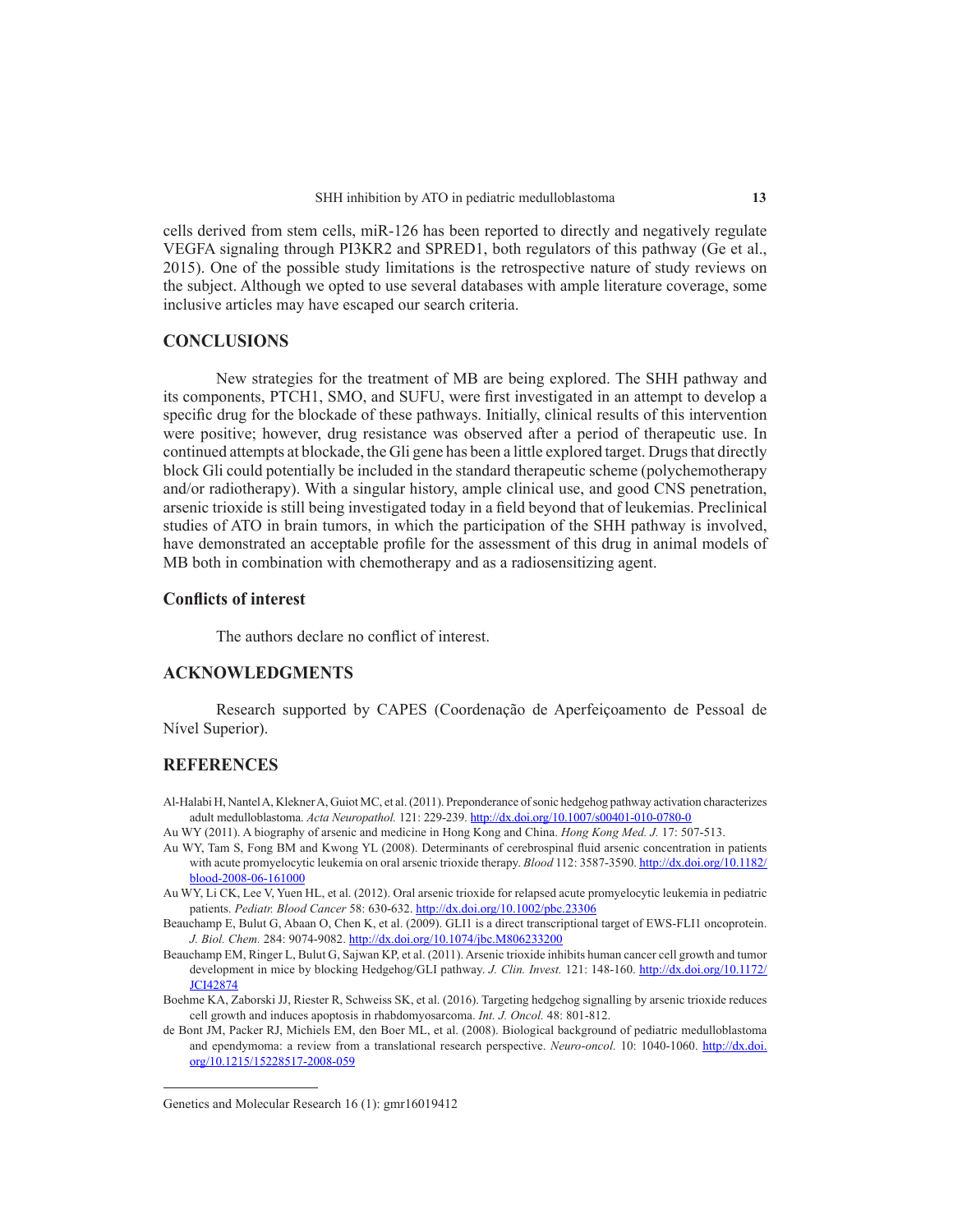cells derived from stem cells, miR-126 has been reported to directly and negatively regulate VEGFA signaling through PI3KR2 and SPRED1, both regulators of this pathway (Ge et al., 2015). One of the possible study limitations is the retrospective nature of study reviews on the subject. Although we opted to use several databases with ample literature coverage, some inclusive articles may have escaped our search criteria.

## CONCLUSIONS

New strategies for the treatment of MB are being explored. The SHH pathway and its components, PTCH1, SMO, and SUFU, were first investigated in an attempt to develop a specific drug for the blockade of these pathways. Initially, clinical results of this intervention were positive; however, drug resistance was observed after a period of therapeutic use. In continued attempts at blockade, the Gli gene has been a little explored target. Drugs that directly block Gli could potentially be included in the standard therapeutic scheme (polychemotherapy and/or radiotherapy). With a singular history, ample clinical use, and good CNS penetration, arsenic trioxide is still being investigated today in a field beyond that of leukemias. Preclinical studies of ATO in brain tumors, in which the participation of the SHH pathway is involved, have demonstrated an acceptable profile for the assessment of this drug in animal models of MB both in combination with chemotherapy and as a radiosensitizing agent.

### Conflicts of interest

The authors declare no conflict of interest.

## ACKNOWLEDGMENTS

Research supported by CAPES (Coordenação de Aperfeiçoamento de Pessoal de Nível Superior).

## REFERENCES

Al-Halabi H, Nantel A, Klekner A, Guiot MC, et al. (2011). Preponderance of sonic hedgehog pathway activation characterizes adult medulloblastoma. *Acta Neuropathol.* 121: 229-239. http://dx.doi.org/10.1007/s00401-010-0780-0

Au WY (2011). A biography of arsenic and medicine in Hong Kong and China. *Hong Kong Med. J.* 17: 507-513.

Au WY, Tam S, Fong BM and Kwong YL (2008). Determinants of cerebrospinal fluid arsenic concentration in patients with acute promyelocytic leukemia on oral arsenic trioxide therapy. *Blood* 112: 3587-3590. http://dx.doi.org/10.1182/blood-2008-06-161000

Au WY, Li CK, Lee V, Yuen HL, et al. (2012). Oral arsenic trioxide for relapsed acute promyelocytic leukemia in pediatric patients. *Pediatr. Blood Cancer* 58: 630-632. http://dx.doi.org/10.1002/pbc.23306

Beauchamp E, Bulut G, Abaan O, Chen K, et al. (2009). GLI1 is a direct transcriptional target of EWS-FLI1 oncoprotein. *J. Biol. Chem.* 284: 9074-9082. http://dx.doi.org/10.1074/jbc.M806233200

Beauchamp EM, Ringer L, Bulut G, Sajwan KP, et al. (2011). Arsenic trioxide inhibits human cancer cell growth and tumor development in mice by blocking Hedgehog/GLI pathway. *J. Clin. Invest.* 121: 148-160. http://dx.doi.org/10.1172/JCI42874

Boehme KA, Zaborski JJ, Riester R, Schweiss SK, et al. (2016). Targeting hedgehog signalling by arsenic trioxide reduces cell growth and induces apoptosis in rhabdomyosarcoma. *Int. J. Oncol.* 48: 801-812.

de Bont JM, Packer RJ, Michiels EM, den Boer ML, et al. (2008). Biological background of pediatric medulloblastoma and ependymoma: a review from a translational research perspective. *Neuro-oncol.* 10: 1040-1060. http://dx.doi.org/10.1215/15228517-2008-059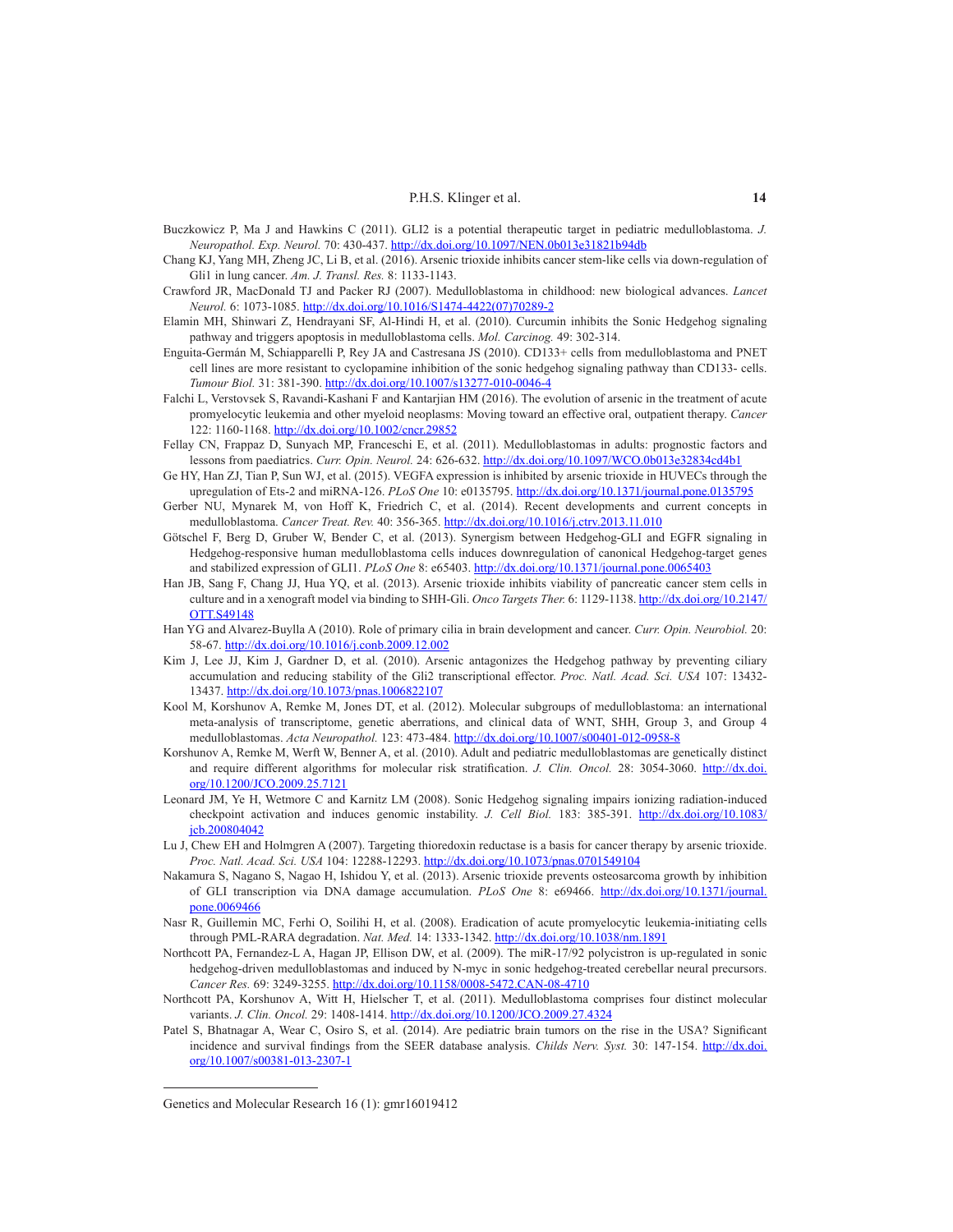Buczkowicz P, Ma J and Hawkins C (2011). GLI2 is a potential therapeutic target in pediatric medulloblastoma. *J. Neuropathol. Exp. Neurol.* 70: 430-437. http://dx.doi.org/10.1097/NEN.0b013e31821b94db

Chang KJ, Yang MH, Zheng JC, Li B, et al. (2016). Arsenic trioxide inhibits cancer stem-like cells via down-regulation of Gli1 in lung cancer. *Am. J. Transl. Res.* 8: 1133-1143.

Crawford JR, MacDonald TJ and Packer RJ (2007). Medulloblastoma in childhood: new biological advances. *Lancet Neurol.* 6: 1073-1085. http://dx.doi.org/10.1016/S1474-4422(07)70289-2

Elamin MH, Shinwari Z, Hendrayani SF, Al-Hindi H, et al. (2010). Curcumin inhibits the Sonic Hedgehog signaling pathway and triggers apoptosis in medulloblastoma cells. *Mol. Carcinog.* 49: 302-314.

Enguita-Germán M, Schiapparelli P, Rey JA and Castresana JS (2010). CD133+ cells from medulloblastoma and PNET cell lines are more resistant to cyclopamine inhibition of the sonic hedgehog signaling pathway than CD133- cells. *Tumour Biol.* 31: 381-390. http://dx.doi.org/10.1007/s13277-010-0046-4

Falchi L, Verstovsek S, Ravandi-Kashani F and Kantarjian HM (2016). The evolution of arsenic in the treatment of acute promyelocytic leukemia and other myeloid neoplasms: Moving toward an effective oral, outpatient therapy. *Cancer* 122: 1160-1168. http://dx.doi.org/10.1002/cncr.29852

Fellay CN, Frappaz D, Sunyach MP, Franceschi E, et al. (2011). Medulloblastomas in adults: prognostic factors and lessons from paediatrics. *Curr. Opin. Neurol.* 24: 626-632. http://dx.doi.org/10.1097/WCO.0b013e32834cd4b1

Ge HY, Han ZJ, Tian P, Sun WJ, et al. (2015). VEGFA expression is inhibited by arsenic trioxide in HUVECs through the upregulation of Ets-2 and miRNA-126. *PLoS One* 10: e0135795. http://dx.doi.org/10.1371/journal.pone.0135795

Gerber NU, Mynarek M, von Hoff K, Friedrich C, et al. (2014). Recent developments and current concepts in medulloblastoma. *Cancer Treat. Rev.* 40: 356-365. http://dx.doi.org/10.1016/j.ctrv.2013.11.010

Götschel F, Berg D, Gruber W, Bender C, et al. (2013). Synergism between Hedgehog-GLI and EGFR signaling in Hedgehog-responsive human medulloblastoma cells induces downregulation of canonical Hedgehog-target genes and stabilized expression of GLI1. *PLoS One* 8: e65403. http://dx.doi.org/10.1371/journal.pone.0065403

Han JB, Sang F, Chang JJ, Hua YQ, et al. (2013). Arsenic trioxide inhibits viability of pancreatic cancer stem cells in culture and in a xenograft model via binding to SHH-Gli. *Onco Targets Ther.* 6: 1129-1138. http://dx.doi.org/10.2147/OTT.S49148

Han YG and Alvarez-Buylla A (2010). Role of primary cilia in brain development and cancer. *Curr. Opin. Neurobiol.* 20: 58-67. http://dx.doi.org/10.1016/j.conb.2009.12.002

Kim J, Lee JJ, Kim J, Gardner D, et al. (2010). Arsenic antagonizes the Hedgehog pathway by preventing ciliary accumulation and reducing stability of the Gli2 transcriptional effector. *Proc. Natl. Acad. Sci. USA* 107: 13432-13437. http://dx.doi.org/10.1073/pnas.1006822107

Kool M, Korshunov A, Remke M, Jones DT, et al. (2012). Molecular subgroups of medulloblastoma: an international meta-analysis of transcriptome, genetic aberrations, and clinical data of WNT, SHH, Group 3, and Group 4 medulloblastomas. *Acta Neuropathol.* 123: 473-484. http://dx.doi.org/10.1007/s00401-012-0958-8

Korshunov A, Remke M, Werft W, Benner A, et al. (2010). Adult and pediatric medulloblastomas are genetically distinct and require different algorithms for molecular risk stratification. *J. Clin. Oncol.* 28: 3054-3060. http://dx.doi.org/10.1200/JCO.2009.25.7121

Leonard JM, Ye H, Wetmore C and Karnitz LM (2008). Sonic Hedgehog signaling impairs ionizing radiation-induced checkpoint activation and induces genomic instability. *J. Cell Biol.* 183: 385-391. http://dx.doi.org/10.1083/jcb.200804042

Lu J, Chew EH and Holmgren A (2007). Targeting thioredoxin reductase is a basis for cancer therapy by arsenic trioxide. *Proc. Natl. Acad. Sci. USA* 104: 12288-12293. http://dx.doi.org/10.1073/pnas.0701549104

Nakamura S, Nagano S, Nagao H, Ishidou Y, et al. (2013). Arsenic trioxide prevents osteosarcoma growth by inhibition of GLI transcription via DNA damage accumulation. *PLoS One* 8: e69466. http://dx.doi.org/10.1371/journal.pone.0069466

Nasr R, Guillemin MC, Ferhi O, Soilihi H, et al. (2008). Eradication of acute promyelocytic leukemia-initiating cells through PML-RARA degradation. *Nat. Med.* 14: 1333-1342. http://dx.doi.org/10.1038/nm.1891

Northcott PA, Fernandez-L A, Hagan JP, Ellison DW, et al. (2009). The miR-17/92 polycistron is up-regulated in sonic hedgehog-driven medulloblastomas and induced by N-myc in sonic hedgehog-treated cerebellar neural precursors. *Cancer Res.* 69: 3249-3255. http://dx.doi.org/10.1158/0008-5472.CAN-08-4710

Northcott PA, Korshunov A, Witt H, Hielscher T, et al. (2011). Medulloblastoma comprises four distinct molecular variants. *J. Clin. Oncol.* 29: 1408-1414. http://dx.doi.org/10.1200/JCO.2009.27.4324

Patel S, Bhatnagar A, Wear C, Osiro S, et al. (2014). Are pediatric brain tumors on the rise in the USA? Significant incidence and survival findings from the SEER database analysis. *Childs Nerv. Syst.* 30: 147-154. http://dx.doi.org/10.1007/s00381-013-2307-1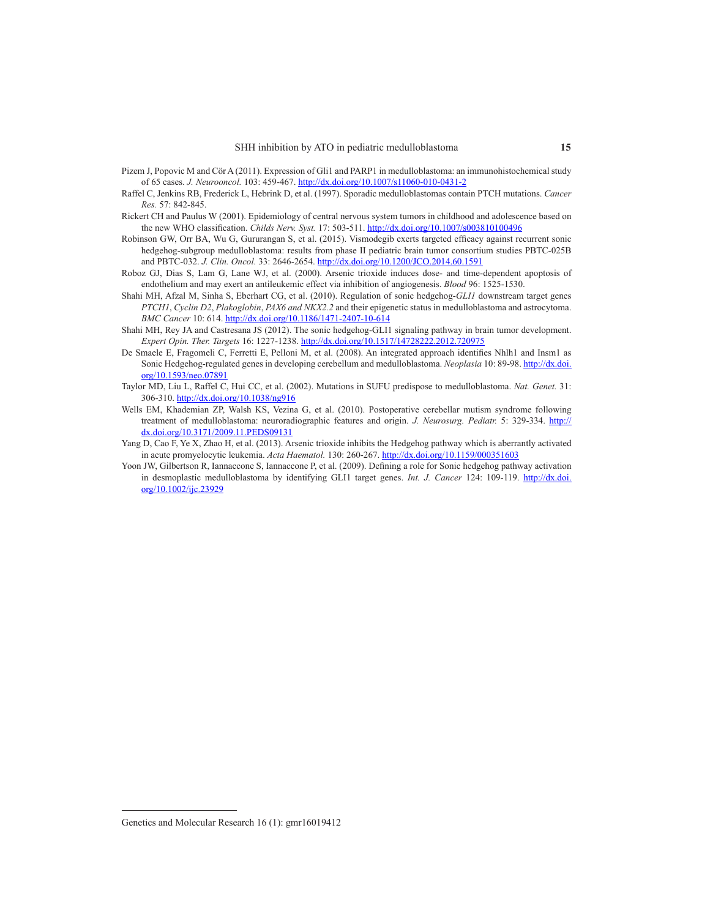Pizem J, Popovic M and Cör A (2011). Expression of Gli1 and PARP1 in medulloblastoma: an immunohistochemical study of 65 cases. *J. Neurooncol.* 103: 459-467. http://dx.doi.org/10.1007/s11060-010-0431-2

Raffel C, Jenkins RB, Frederick L, Hebrink D, et al. (1997). Sporadic medulloblastomas contain PTCH mutations. *Cancer Res.* 57: 842-845.

Rickert CH and Paulus W (2001). Epidemiology of central nervous system tumors in childhood and adolescence based on the new WHO classification. *Childs Nerv. Syst.* 17: 503-511. http://dx.doi.org/10.1007/s003810100496

Robinson GW, Orr BA, Wu G, Gururangan S, et al. (2015). Vismodegib exerts targeted efficacy against recurrent sonic hedgehog-subgroup medulloblastoma: results from phase II pediatric brain tumor consortium studies PBTC-025B and PBTC-032. *J. Clin. Oncol.* 33: 2646-2654. http://dx.doi.org/10.1200/JCO.2014.60.1591

Roboz GJ, Dias S, Lam G, Lane WJ, et al. (2000). Arsenic trioxide induces dose- and time-dependent apoptosis of endothelium and may exert an antileukemic effect via inhibition of angiogenesis. *Blood* 96: 1525-1530.

Shahi MH, Afzal M, Sinha S, Eberhart CG, et al. (2010). Regulation of sonic hedgehog-*GLI1* downstream target genes *PTCH1*, *Cyclin D2*, *Plakoglobin*, *PAX6 and NKX2.2* and their epigenetic status in medulloblastoma and astrocytoma. *BMC Cancer* 10: 614. http://dx.doi.org/10.1186/1471-2407-10-614

Shahi MH, Rey JA and Castresana JS (2012). The sonic hedgehog-GLI1 signaling pathway in brain tumor development. *Expert Opin. Ther. Targets* 16: 1227-1238. http://dx.doi.org/10.1517/14728222.2012.720975

De Smaele E, Fragomeli C, Ferretti E, Pelloni M, et al. (2008). An integrated approach identifies Nhlh1 and Insm1 as Sonic Hedgehog-regulated genes in developing cerebellum and medulloblastoma. *Neoplasia* 10: 89-98. http://dx.doi.org/10.1593/neo.07891

Taylor MD, Liu L, Raffel C, Hui CC, et al. (2002). Mutations in SUFU predispose to medulloblastoma. *Nat. Genet.* 31: 306-310. http://dx.doi.org/10.1038/ng916

Wells EM, Khademian ZP, Walsh KS, Vezina G, et al. (2010). Postoperative cerebellar mutism syndrome following treatment of medulloblastoma: neuroradiographic features and origin. *J. Neurosurg. Pediatr.* 5: 329-334. http://dx.doi.org/10.3171/2009.11.PEDS09131

Yang D, Cao F, Ye X, Zhao H, et al. (2013). Arsenic trioxide inhibits the Hedgehog pathway which is aberrantly activated in acute promyelocytic leukemia. *Acta Haematol.* 130: 260-267. http://dx.doi.org/10.1159/000351603

Yoon JW, Gilbertson R, Iannaccone S, Iannaccone P, et al. (2009). Defining a role for Sonic hedgehog pathway activation in desmoplastic medulloblastoma by identifying GLI1 target genes. *Int. J. Cancer* 124: 109-119. http://dx.doi.org/10.1002/ijc.23929